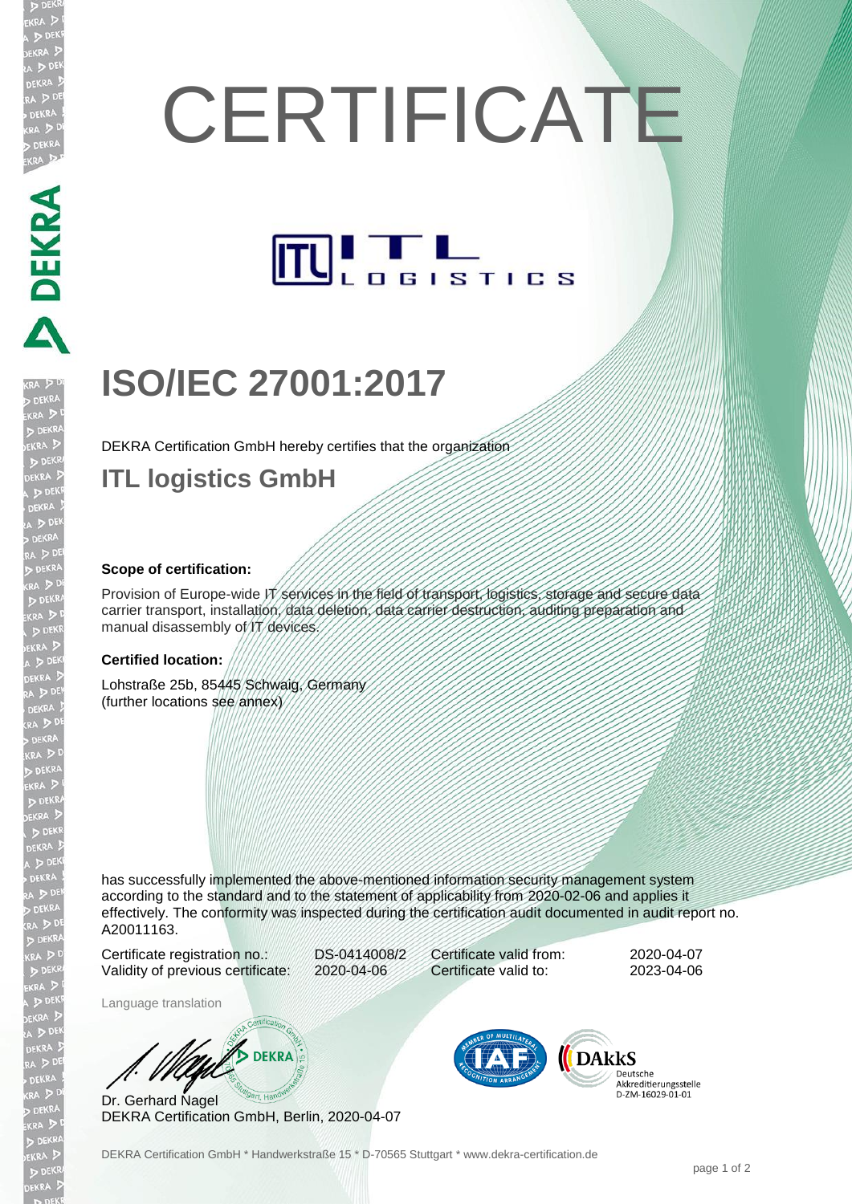# CERTIFICATE

ITL LOGISTICS

## ISO/IEC 27001:2017

DEKRA Certification GmbH hereby certifies that the organization

## ITL logistics GmbH

**Scope of certification:**

Provision of Europe-wide IT services in the field of transport, logistics, storage and secure data carrier transport, installation, data deletion, data carrier destruction, auditing preparation and manual disassembly of IT devices.

**Certified location:**

Lohstraße 25b, 85445 Schwaig, Germany
(further locations see annex)

has successfully implemented the above-mentioned information security management system according to the standard and to the statement of applicability from 2020-02-06 and applies it effectively. The conformity was inspected during the certification audit documented in audit report no. A20011163.

| | | | |
|---|---|---|---|
| Certificate registration no.: | DS-0414008/2 | Certificate valid from: | 2020-04-07 |
| Validity of previous certificate: | 2020-04-06 | Certificate valid to: | 2023-04-06 |

Language translation

Dr. Gerhard Nagel
DEKRA Certification GmbH, Berlin, 2020-04-07

DAkkS Deutsche Akkreditierungsstelle D-ZM-16029-01-01

DEKRA Certification GmbH * Handwerkstraße 15 * D-70565 Stuttgart * www.dekra-certification.de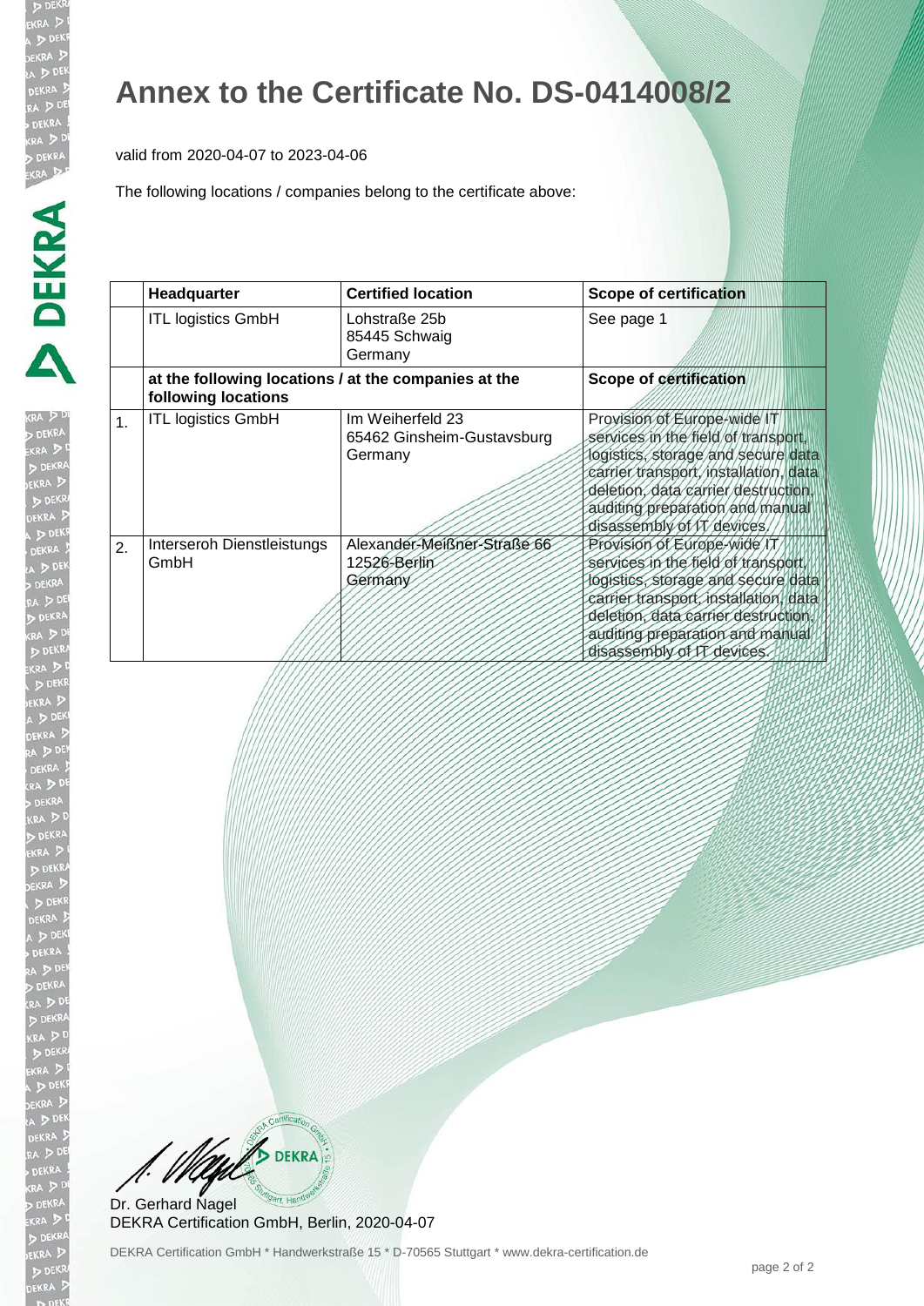# Annex to the Certificate No. DS-0414008/2

valid from 2020-04-07 to 2023-04-06

The following locations / companies belong to the certificate above:

| | Headquarter | Certified location | Scope of certification |
|---|---|---|---|
| | ITL logistics GmbH | Lohstraße 25b<br>85445 Schwaig<br>Germany | See page 1 |
| | **at the following locations / at the companies at the following locations** | | **Scope of certification** |
| 1. | ITL logistics GmbH | Im Weiherfeld 23<br>65462 Ginsheim-Gustavsburg<br>Germany | Provision of Europe-wide IT services in the field of transport, logistics, storage and secure data carrier transport, installation, data deletion, data carrier destruction, auditing preparation and manual disassembly of IT devices. |
| 2. | Interseroh Dienstleistungs GmbH | Alexander-Meißner-Straße 66<br>12526 Berlin<br>Germany | Provision of Europe-wide IT services in the field of transport, logistics, storage and secure data carrier transport, installation, data deletion, data carrier destruction, auditing preparation and manual disassembly of IT devices. |

Dr. Gerhard Nagel
DEKRA Certification GmbH, Berlin, 2020-04-07

DEKRA Certification GmbH * Handwerkstraße 15 * D-70565 Stuttgart * www.dekra-certification.de